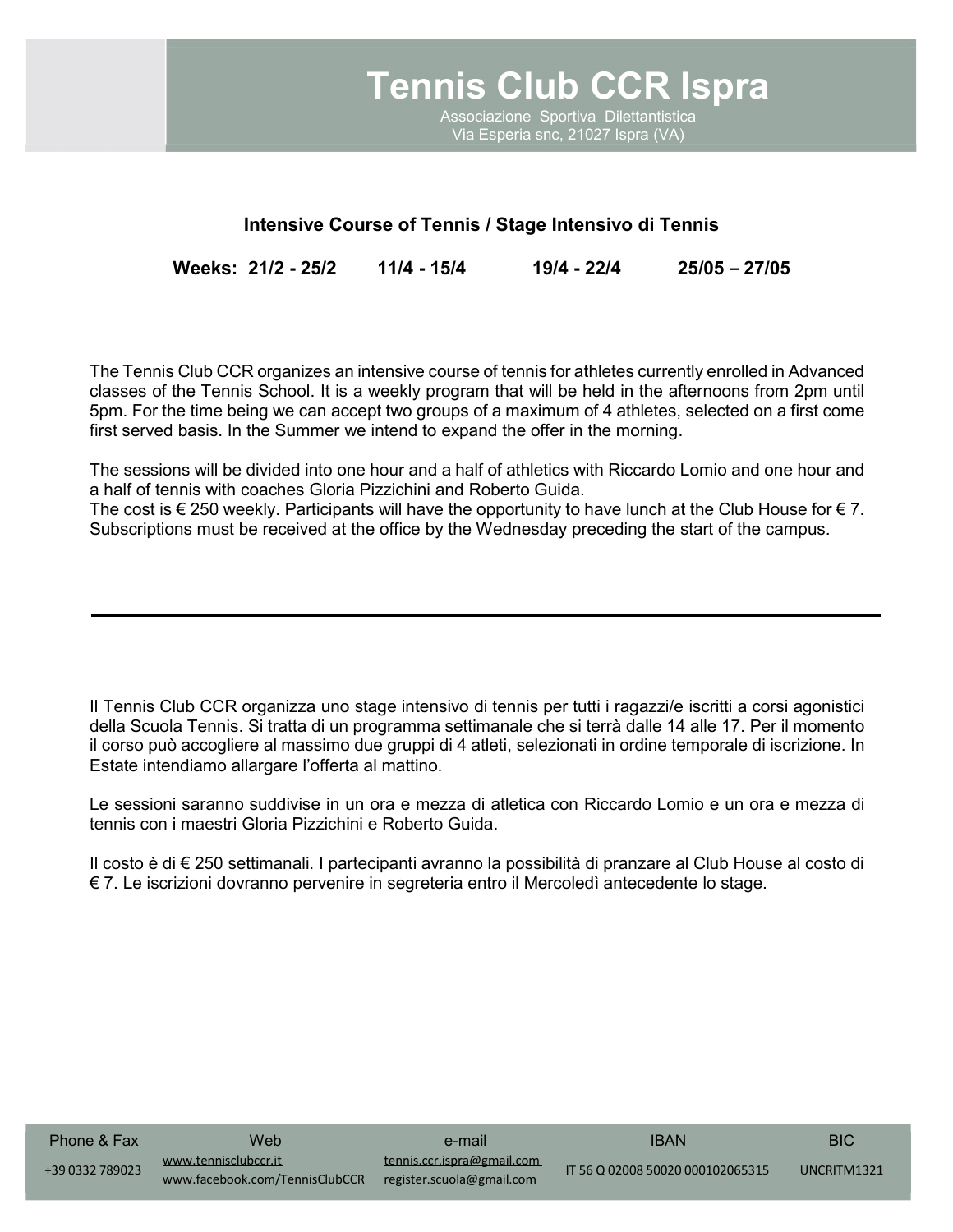# Tennis Club CCR Ispra

Associazione Sportiva Dilettantistica
Via Esperia snc, 21027 Ispra (VA)

## Intensive Course of Tennis / Stage Intensivo di Tennis

**Weeks: 21/2 - 25/2 11/4 - 15/4 19/4 - 22/4 25/05 – 27/05**

The Tennis Club CCR organizes an intensive course of tennis for athletes currently enrolled in Advanced classes of the Tennis School. It is a weekly program that will be held in the afternoons from 2pm until 5pm. For the time being we can accept two groups of a maximum of 4 athletes, selected on a first come first served basis. In the Summer we intend to expand the offer in the morning.

The sessions will be divided into one hour and a half of athletics with Riccardo Lomio and one hour and a half of tennis with coaches Gloria Pizzichini and Roberto Guida.
The cost is € 250 weekly. Participants will have the opportunity to have lunch at the Club House for € 7. Subscriptions must be received at the office by the Wednesday preceding the start of the campus.

---

Il Tennis Club CCR organizza uno stage intensivo di tennis per tutti i ragazzi/e iscritti a corsi agonistici della Scuola Tennis. Si tratta di un programma settimanale che si terrà dalle 14 alle 17. Per il momento il corso può accogliere al massimo due gruppi di 4 atleti, selezionati in ordine temporale di iscrizione. In Estate intendiamo allargare l'offerta al mattino.

Le sessioni saranno suddivise in un ora e mezza di atletica con Riccardo Lomio e un ora e mezza di tennis con i maestri Gloria Pizzichini e Roberto Guida.

Il costo è di € 250 settimanali. I partecipanti avranno la possibilità di pranzare al Club House al costo di € 7. Le iscrizioni dovranno pervenire in segreteria entro il Mercoledì antecedente lo stage.

| Phone & Fax | Web | e-mail | IBAN | BIC |
| --- | --- | --- | --- | --- |
| +39 0332 789023 | www.tennisclubccr.it<br>www.facebook.com/TennisClubCCR | tennis.ccr.ispra@gmail.com<br>register.scuola@gmail.com | IT 56 Q 02008 50020 000102065315 | UNCRITM1321 |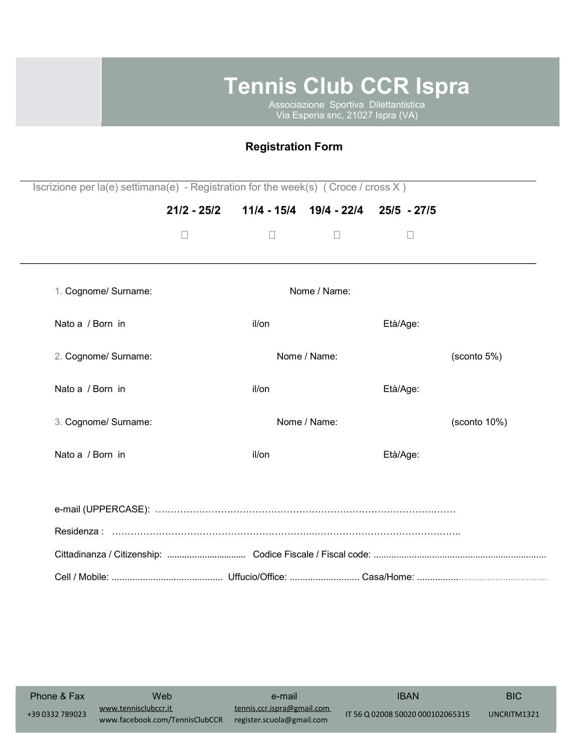# Tennis Club CCR Ispra

Associazione Sportiva Dilettantistica
Via Esperia snc, 21027 Ispra (VA)

## Registration Form

Iscrizione per la(e) settimana(e) - Registration for the week(s) ( Croce / cross X )

| **21/2 - 25/2** | **11/4 - 15/4** | **19/4 - 22/4** | **25/5 - 27/5** |
|---|---|---|---|
| ☐ | ☐ | ☐ | ☐ |

1. Cognome/ Surname: Nome / Name:

Nato a / Born in il/on Età/Age:

2. Cognome/ Surname: Nome / Name: (sconto 5%)

Nato a / Born in il/on Età/Age:

3. Cognome/ Surname: Nome / Name: (sconto 10%)

Nato a / Born in il/on Età/Age:

e-mail (UPPERCASE): ………………………………………………………………………………………

Residenza : ………………………………………………………..………………………………………..

Cittadinanza / Citizenship: ............................... Codice Fiscale / Fiscal code: ...................................................................

Cell / Mobile: .......................................... Uffucio/Office: .......................... Casa/Home: ................................................

| Phone & Fax | Web | e-mail | IBAN | BIC |
|---|---|---|---|---|
| +39 0332 789023 | www.tennisclubccr.it<br>www.facebook.com/TennisClubCCR | tennis.ccr.ispra@gmail.com<br>register.scuola@gmail.com | IT 56 Q 02008 50020 000102065315 | UNCRITM1321 |